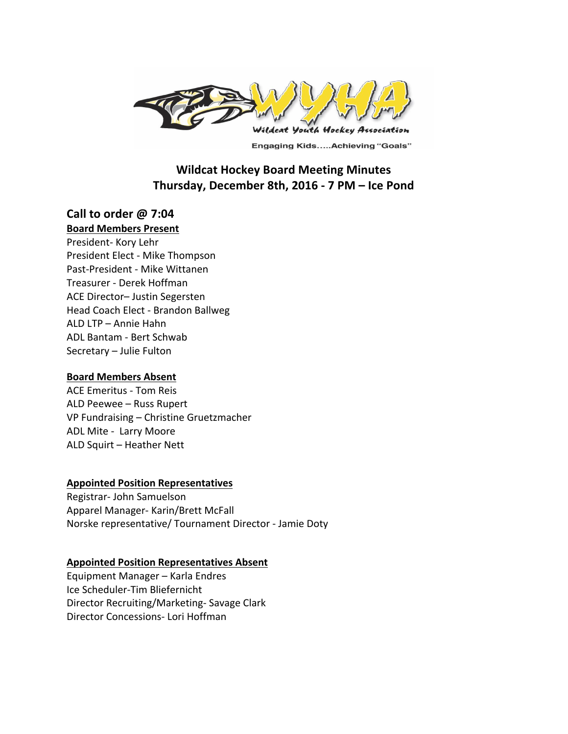Wildcat Youth Hockey Association

Engaging Kids.....Achieving "Goals"

# Wildcat Hockey Board Meeting Minutes
# Thursday, December 8th, 2016 - 7 PM – Ice Pond

## Call to order @ 7:04

**Board Members Present**

President- Kory Lehr
President Elect - Mike Thompson
Past-President - Mike Wittanen
Treasurer - Derek Hoffman
ACE Director– Justin Segersten
Head Coach Elect - Brandon Ballweg
ALD LTP – Annie Hahn
ADL Bantam - Bert Schwab
Secretary – Julie Fulton

**Board Members Absent**

ACE Emeritus - Tom Reis
ALD Peewee – Russ Rupert
VP Fundraising – Christine Gruetzmacher
ADL Mite - Larry Moore
ALD Squirt – Heather Nett

**Appointed Position Representatives**

Registrar- John Samuelson
Apparel Manager- Karin/Brett McFall
Norske representative/ Tournament Director - Jamie Doty

**Appointed Position Representatives Absent**

Equipment Manager – Karla Endres
Ice Scheduler-Tim Bliefernicht
Director Recruiting/Marketing- Savage Clark
Director Concessions- Lori Hoffman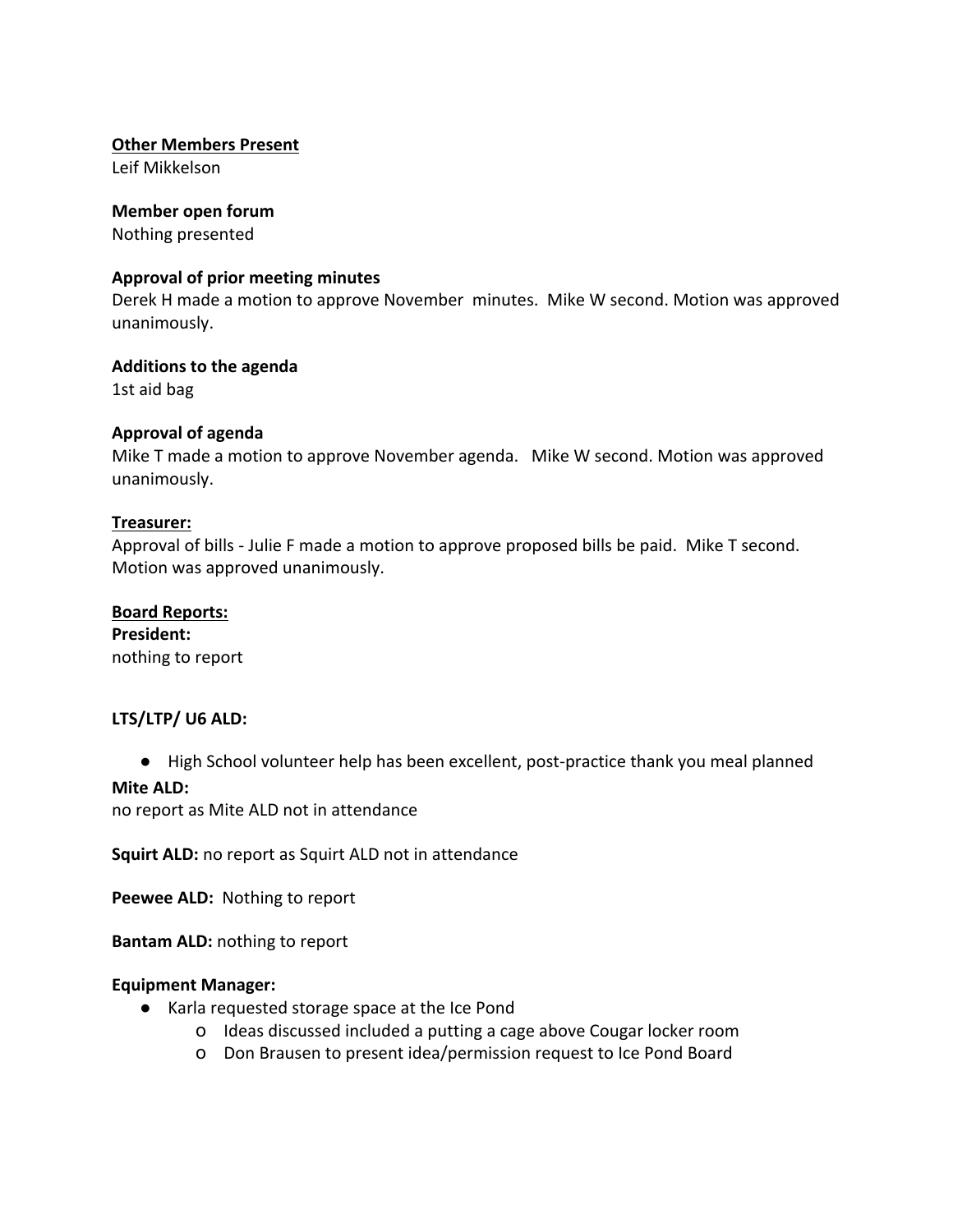**Other Members Present**

Leif Mikkelson

**Member open forum**

Nothing presented

**Approval of prior meeting minutes**

Derek H made a motion to approve November  minutes.  Mike W second. Motion was approved unanimously.

**Additions to the agenda**

1st aid bag

**Approval of agenda**

Mike T made a motion to approve November agenda.   Mike W second. Motion was approved unanimously.

**Treasurer:**

Approval of bills - Julie F made a motion to approve proposed bills be paid.  Mike T second. Motion was approved unanimously.

**Board Reports:**

**President:**

nothing to report

**LTS/LTP/ U6 ALD:**

- High School volunteer help has been excellent, post-practice thank you meal planned

**Mite ALD:**

no report as Mite ALD not in attendance

**Squirt ALD:** no report as Squirt ALD not in attendance

**Peewee ALD:**  Nothing to report

**Bantam ALD:** nothing to report

**Equipment Manager:**

- Karla requested storage space at the Ice Pond
  - Ideas discussed included a putting a cage above Cougar locker room
  - Don Brausen to present idea/permission request to Ice Pond Board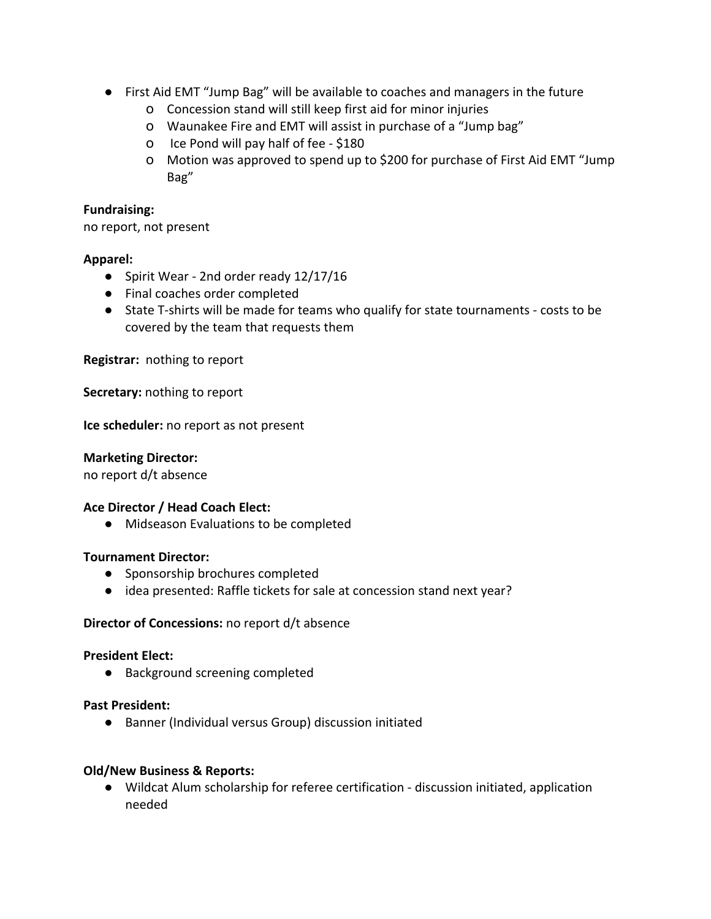- First Aid EMT "Jump Bag" will be available to coaches and managers in the future
  - Concession stand will still keep first aid for minor injuries
  - Waunakee Fire and EMT will assist in purchase of a "Jump bag"
  - Ice Pond will pay half of fee - $180
  - Motion was approved to spend up to $200 for purchase of First Aid EMT "Jump Bag"

**Fundraising:**
no report, not present

**Apparel:**
- Spirit Wear - 2nd order ready 12/17/16
- Final coaches order completed
- State T-shirts will be made for teams who qualify for state tournaments - costs to be covered by the team that requests them

**Registrar:** nothing to report

**Secretary:** nothing to report

**Ice scheduler:** no report as not present

**Marketing Director:**
no report d/t absence

**Ace Director / Head Coach Elect:**
- Midseason Evaluations to be completed

**Tournament Director:**
- Sponsorship brochures completed
- idea presented: Raffle tickets for sale at concession stand next year?

**Director of Concessions:** no report d/t absence

**President Elect:**
- Background screening completed

**Past President:**
- Banner (Individual versus Group) discussion initiated

**Old/New Business & Reports:**
- Wildcat Alum scholarship for referee certification - discussion initiated, application needed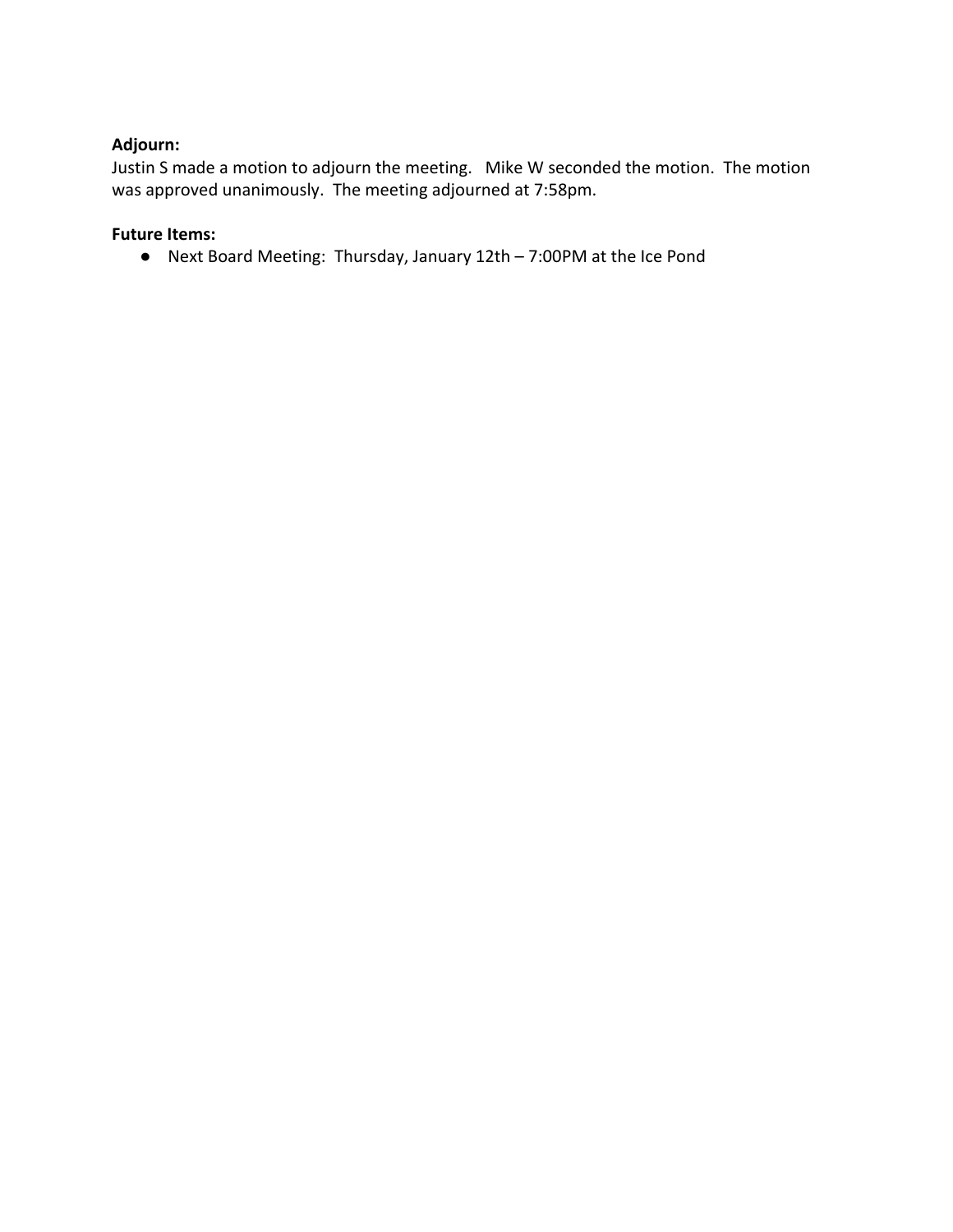**Adjourn:**
Justin S made a motion to adjourn the meeting. Mike W seconded the motion. The motion was approved unanimously. The meeting adjourned at 7:58pm.

**Future Items:**

- Next Board Meeting: Thursday, January 12th – 7:00PM at the Ice Pond